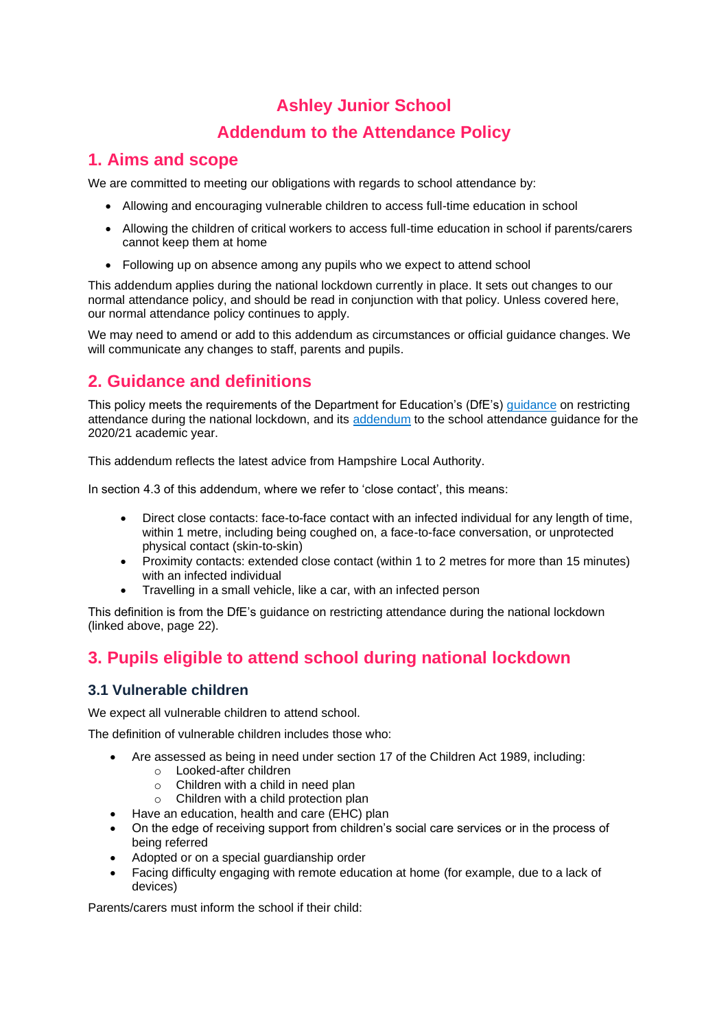# Ashley Junior School

# Addendum to the Attendance Policy

## 1. Aims and scope

We are committed to meeting our obligations with regards to school attendance by:

- Allowing and encouraging vulnerable children to access full-time education in school
- Allowing the children of critical workers to access full-time education in school if parents/carers cannot keep them at home
- Following up on absence among any pupils who we expect to attend school

This addendum applies during the national lockdown currently in place. It sets out changes to our normal attendance policy, and should be read in conjunction with that policy. Unless covered here, our normal attendance policy continues to apply.

We may need to amend or add to this addendum as circumstances or official guidance changes. We will communicate any changes to staff, parents and pupils.

## 2. Guidance and definitions

This policy meets the requirements of the Department for Education's (DfE's) guidance on restricting attendance during the national lockdown, and its addendum to the school attendance guidance for the 2020/21 academic year.

This addendum reflects the latest advice from Hampshire Local Authority.

In section 4.3 of this addendum, where we refer to 'close contact', this means:

- Direct close contacts: face-to-face contact with an infected individual for any length of time, within 1 metre, including being coughed on, a face-to-face conversation, or unprotected physical contact (skin-to-skin)
- Proximity contacts: extended close contact (within 1 to 2 metres for more than 15 minutes) with an infected individual
- Travelling in a small vehicle, like a car, with an infected person

This definition is from the DfE's guidance on restricting attendance during the national lockdown (linked above, page 22).

## 3. Pupils eligible to attend school during national lockdown

### 3.1 Vulnerable children

We expect all vulnerable children to attend school.

The definition of vulnerable children includes those who:

- Are assessed as being in need under section 17 of the Children Act 1989, including:
  - Looked-after children
  - Children with a child in need plan
  - Children with a child protection plan
- Have an education, health and care (EHC) plan
- On the edge of receiving support from children's social care services or in the process of being referred
- Adopted or on a special guardianship order
- Facing difficulty engaging with remote education at home (for example, due to a lack of devices)

Parents/carers must inform the school if their child: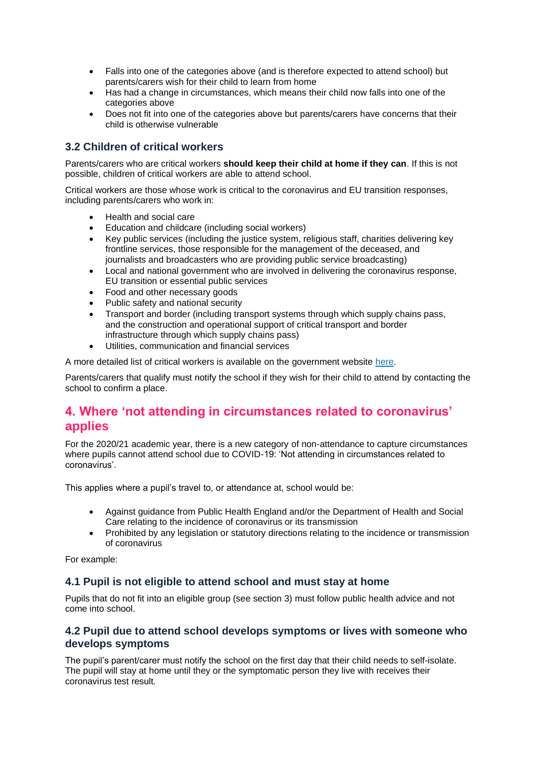- Falls into one of the categories above (and is therefore expected to attend school) but parents/carers wish for their child to learn from home
- Has had a change in circumstances, which means their child now falls into one of the categories above
- Does not fit into one of the categories above but parents/carers have concerns that their child is otherwise vulnerable

### 3.2 Children of critical workers

Parents/carers who are critical workers **should keep their child at home if they can**. If this is not possible, children of critical workers are able to attend school.

Critical workers are those whose work is critical to the coronavirus and EU transition responses, including parents/carers who work in:

- Health and social care
- Education and childcare (including social workers)
- Key public services (including the justice system, religious staff, charities delivering key frontline services, those responsible for the management of the deceased, and journalists and broadcasters who are providing public service broadcasting)
- Local and national government who are involved in delivering the coronavirus response, EU transition or essential public services
- Food and other necessary goods
- Public safety and national security
- Transport and border (including transport systems through which supply chains pass, and the construction and operational support of critical transport and border infrastructure through which supply chains pass)
- Utilities, communication and financial services

A more detailed list of critical workers is available on the government website here.

Parents/carers that qualify must notify the school if they wish for their child to attend by contacting the school to confirm a place.

## 4. Where 'not attending in circumstances related to coronavirus' applies

For the 2020/21 academic year, there is a new category of non-attendance to capture circumstances where pupils cannot attend school due to COVID-19: 'Not attending in circumstances related to coronavirus'.

This applies where a pupil's travel to, or attendance at, school would be:

- Against guidance from Public Health England and/or the Department of Health and Social Care relating to the incidence of coronavirus or its transmission
- Prohibited by any legislation or statutory directions relating to the incidence or transmission of coronavirus

For example:

### 4.1 Pupil is not eligible to attend school and must stay at home

Pupils that do not fit into an eligible group (see section 3) must follow public health advice and not come into school.

### 4.2 Pupil due to attend school develops symptoms or lives with someone who develops symptoms

The pupil's parent/carer must notify the school on the first day that their child needs to self-isolate. The pupil will stay at home until they or the symptomatic person they live with receives their coronavirus test result.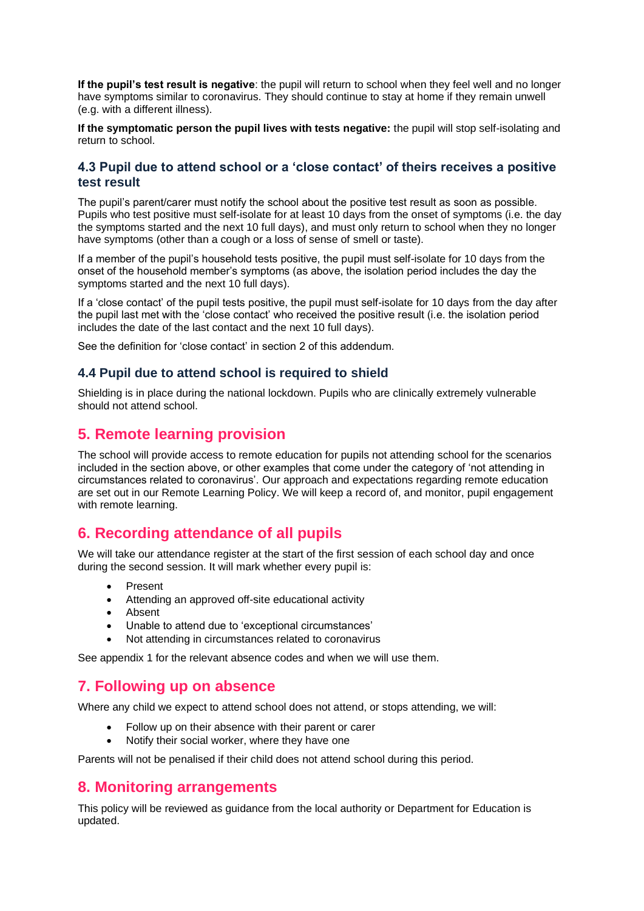**If the pupil's test result is negative**: the pupil will return to school when they feel well and no longer have symptoms similar to coronavirus. They should continue to stay at home if they remain unwell (e.g. with a different illness).

**If the symptomatic person the pupil lives with tests negative:** the pupil will stop self-isolating and return to school.

### 4.3 Pupil due to attend school or a 'close contact' of theirs receives a positive test result

The pupil's parent/carer must notify the school about the positive test result as soon as possible. Pupils who test positive must self-isolate for at least 10 days from the onset of symptoms (i.e. the day the symptoms started and the next 10 full days), and must only return to school when they no longer have symptoms (other than a cough or a loss of sense of smell or taste).

If a member of the pupil's household tests positive, the pupil must self-isolate for 10 days from the onset of the household member's symptoms (as above, the isolation period includes the day the symptoms started and the next 10 full days).

If a 'close contact' of the pupil tests positive, the pupil must self-isolate for 10 days from the day after the pupil last met with the 'close contact' who received the positive result (i.e. the isolation period includes the date of the last contact and the next 10 full days).

See the definition for 'close contact' in section 2 of this addendum.

### 4.4 Pupil due to attend school is required to shield

Shielding is in place during the national lockdown. Pupils who are clinically extremely vulnerable should not attend school.

## 5. Remote learning provision

The school will provide access to remote education for pupils not attending school for the scenarios included in the section above, or other examples that come under the category of 'not attending in circumstances related to coronavirus'. Our approach and expectations regarding remote education are set out in our Remote Learning Policy. We will keep a record of, and monitor, pupil engagement with remote learning.

## 6. Recording attendance of all pupils

We will take our attendance register at the start of the first session of each school day and once during the second session. It will mark whether every pupil is:

- Present
- Attending an approved off-site educational activity
- Absent
- Unable to attend due to 'exceptional circumstances'
- Not attending in circumstances related to coronavirus

See appendix 1 for the relevant absence codes and when we will use them.

## 7. Following up on absence

Where any child we expect to attend school does not attend, or stops attending, we will:

- Follow up on their absence with their parent or carer
- Notify their social worker, where they have one

Parents will not be penalised if their child does not attend school during this period.

## 8. Monitoring arrangements

This policy will be reviewed as guidance from the local authority or Department for Education is updated.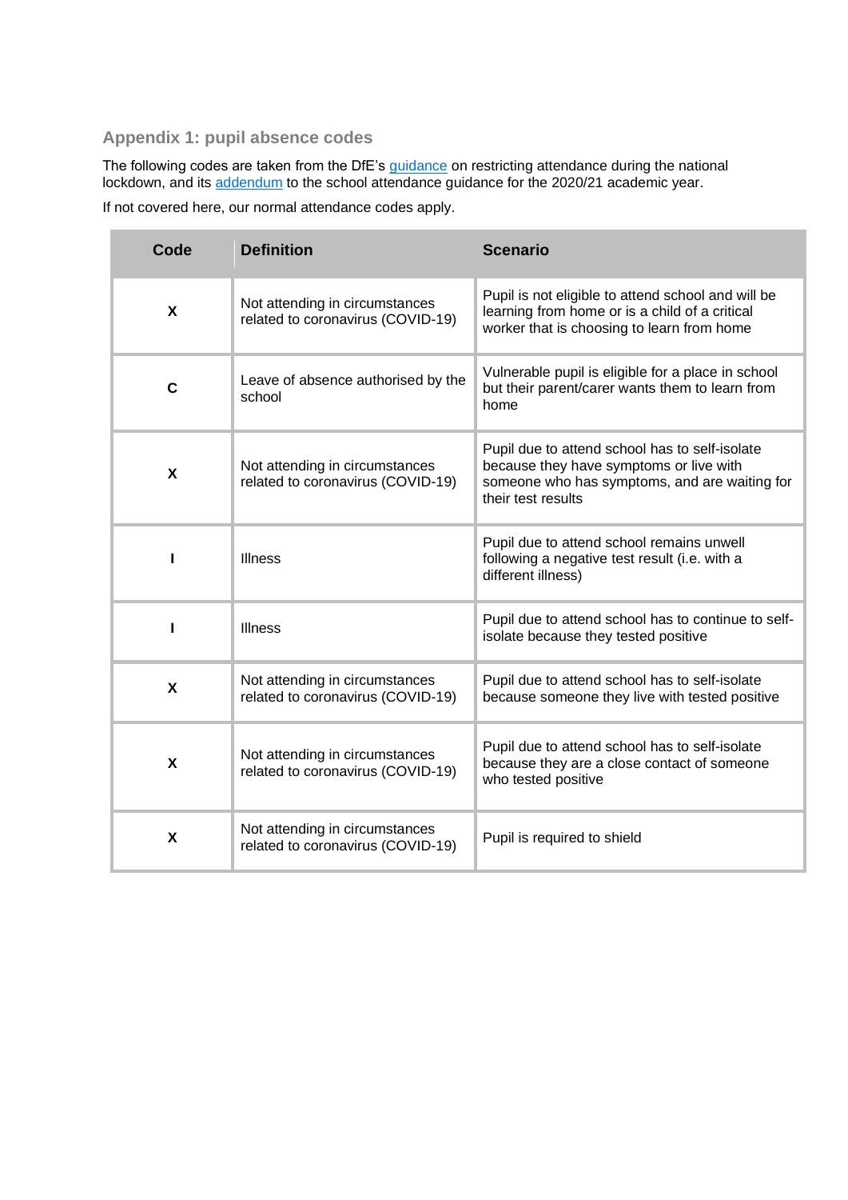## Appendix 1: pupil absence codes

The following codes are taken from the DfE's [guidance](guidance) on restricting attendance during the national lockdown, and its [addendum](addendum) to the school attendance guidance for the 2020/21 academic year.

If not covered here, our normal attendance codes apply.

| Code | Definition | Scenario |
|---|---|---|
| **X** | Not attending in circumstances related to coronavirus (COVID-19) | Pupil is not eligible to attend school and will be learning from home or is a child of a critical worker that is choosing to learn from home |
| **C** | Leave of absence authorised by the school | Vulnerable pupil is eligible for a place in school but their parent/carer wants them to learn from home |
| **X** | Not attending in circumstances related to coronavirus (COVID-19) | Pupil due to attend school has to self-isolate because they have symptoms or live with someone who has symptoms, and are waiting for their test results |
| **I** | Illness | Pupil due to attend school remains unwell following a negative test result (i.e. with a different illness) |
| **I** | Illness | Pupil due to attend school has to continue to self-isolate because they tested positive |
| **X** | Not attending in circumstances related to coronavirus (COVID-19) | Pupil due to attend school has to self-isolate because someone they live with tested positive |
| **X** | Not attending in circumstances related to coronavirus (COVID-19) | Pupil due to attend school has to self-isolate because they are a close contact of someone who tested positive |
| **X** | Not attending in circumstances related to coronavirus (COVID-19) | Pupil is required to shield |